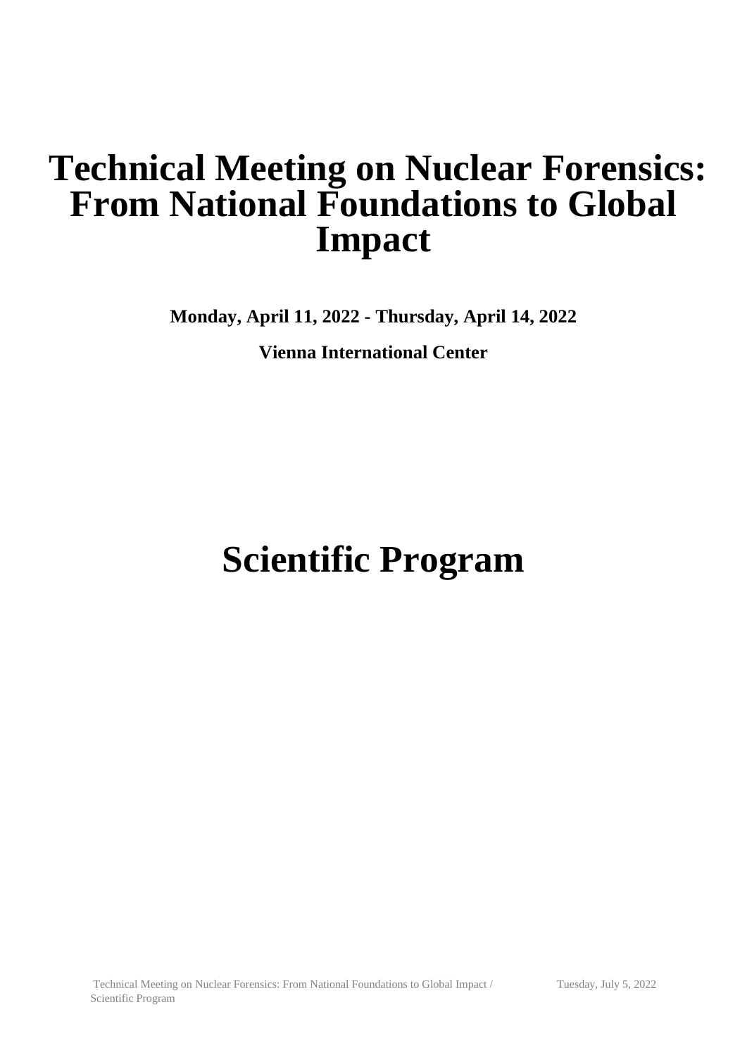# Technical Meeting on Nuclear Forensics: From National Foundations to Global Impact

**Monday, April 11, 2022 - Thursday, April 14, 2022**

**Vienna International Center**

# Scientific Program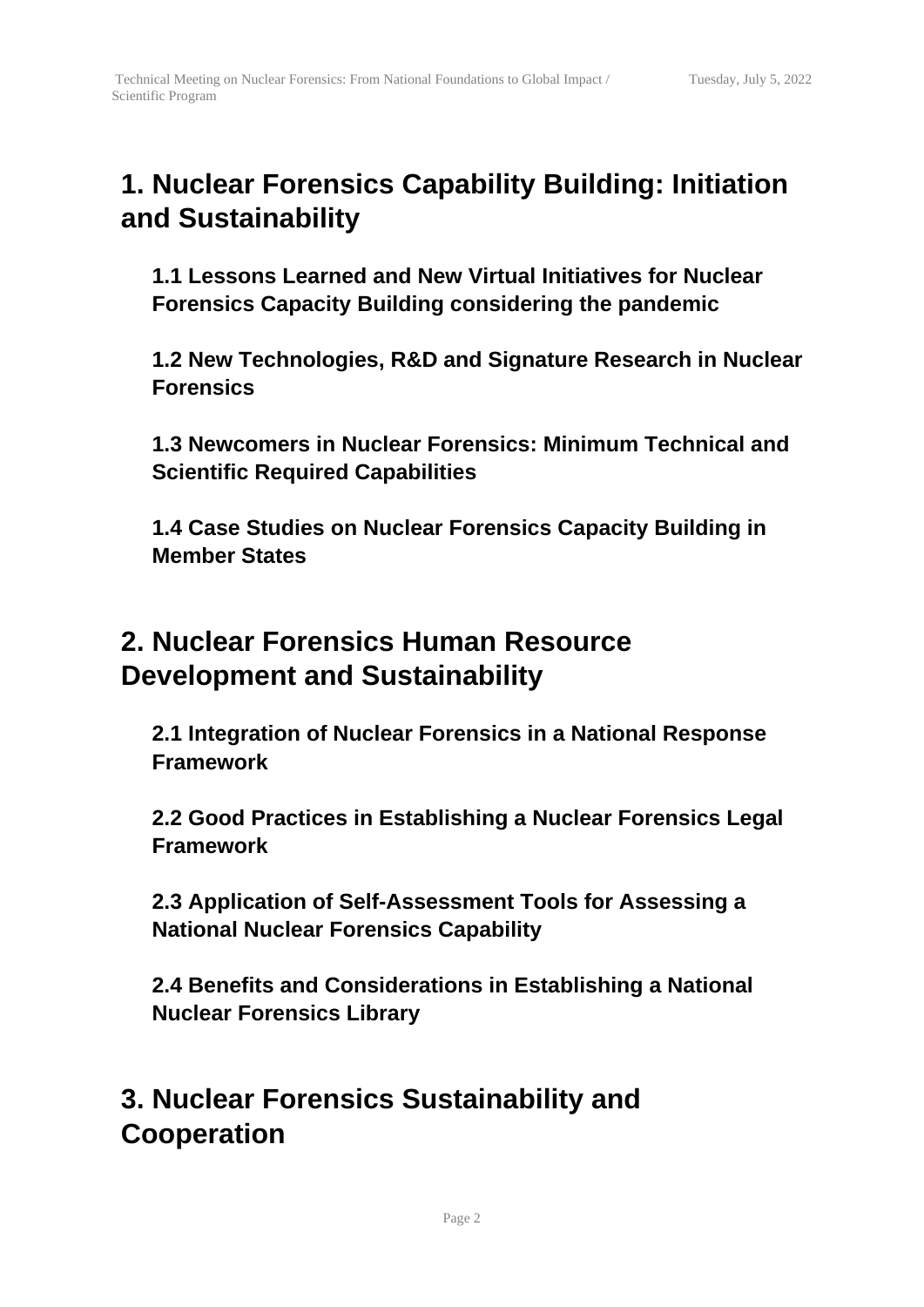# 1. Nuclear Forensics Capability Building: Initiation and Sustainability

## 1.1 Lessons Learned and New Virtual Initiatives for Nuclear Forensics Capacity Building considering the pandemic

## 1.2 New Technologies, R&D and Signature Research in Nuclear Forensics

## 1.3 Newcomers in Nuclear Forensics: Minimum Technical and Scientific Required Capabilities

## 1.4 Case Studies on Nuclear Forensics Capacity Building in Member States

# 2. Nuclear Forensics Human Resource Development and Sustainability

## 2.1 Integration of Nuclear Forensics in a National Response Framework

## 2.2 Good Practices in Establishing a Nuclear Forensics Legal Framework

## 2.3 Application of Self-Assessment Tools for Assessing a National Nuclear Forensics Capability

## 2.4 Benefits and Considerations in Establishing a National Nuclear Forensics Library

# 3. Nuclear Forensics Sustainability and Cooperation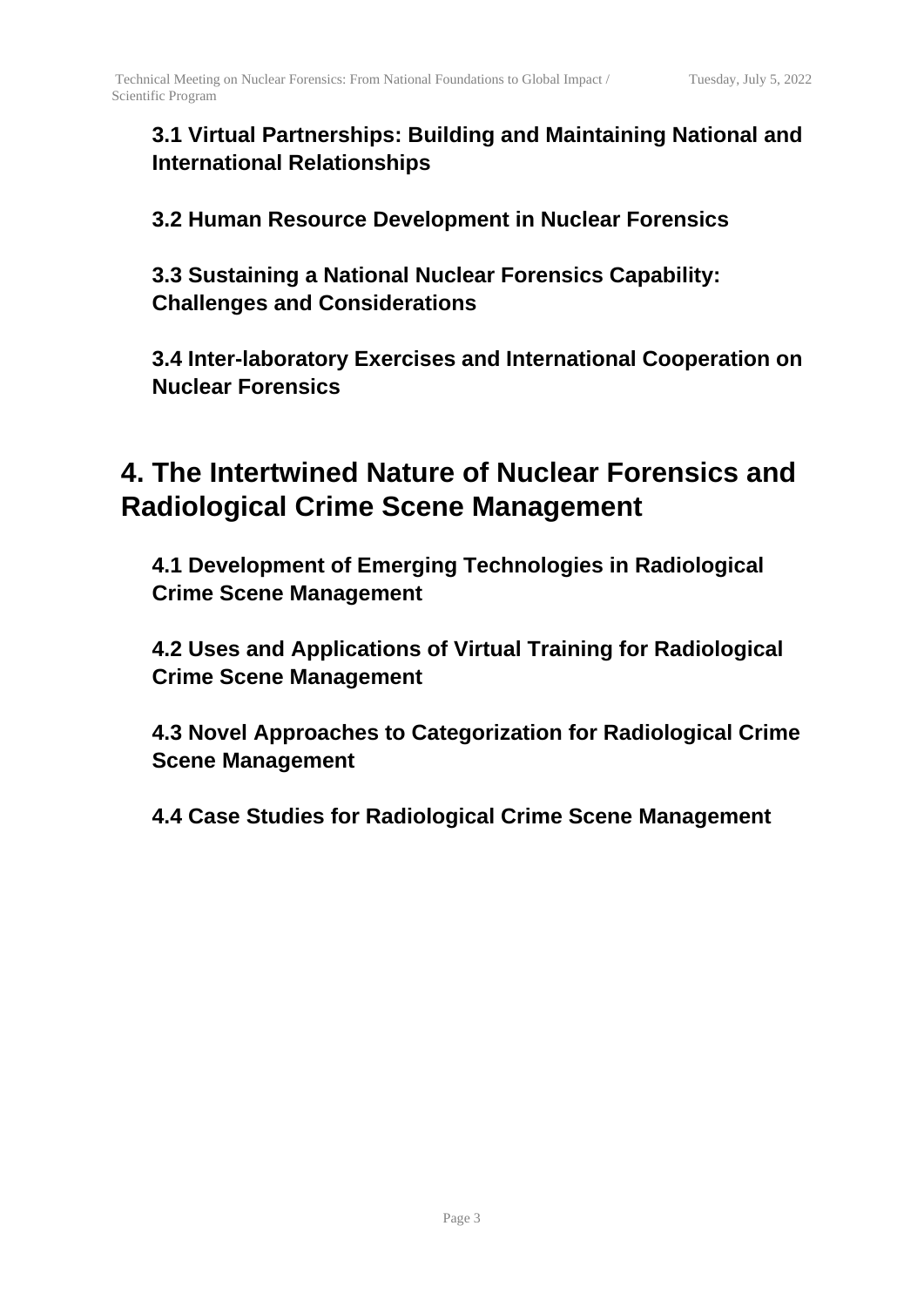### 3.1 Virtual Partnerships: Building and Maintaining National and International Relationships

### 3.2 Human Resource Development in Nuclear Forensics

### 3.3 Sustaining a National Nuclear Forensics Capability: Challenges and Considerations

### 3.4 Inter-laboratory Exercises and International Cooperation on Nuclear Forensics

## 4. The Intertwined Nature of Nuclear Forensics and Radiological Crime Scene Management

### 4.1 Development of Emerging Technologies in Radiological Crime Scene Management

### 4.2 Uses and Applications of Virtual Training for Radiological Crime Scene Management

### 4.3 Novel Approaches to Categorization for Radiological Crime Scene Management

### 4.4 Case Studies for Radiological Crime Scene Management